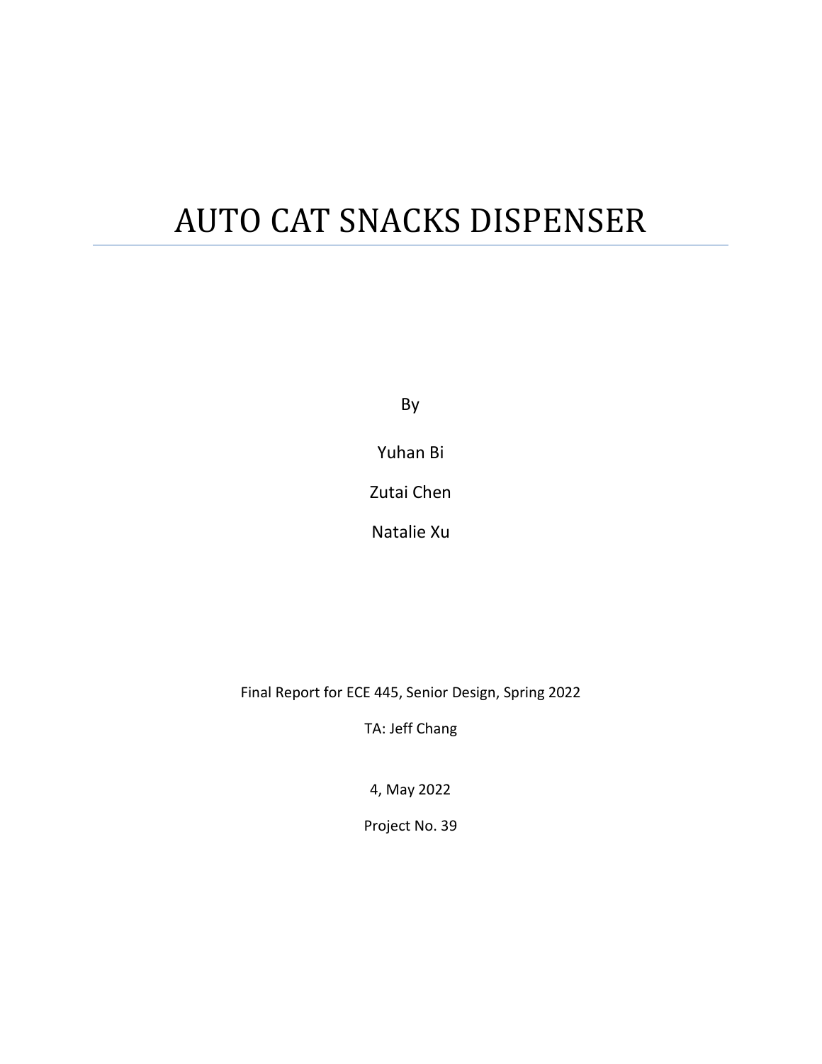# AUTO CAT SNACKS DISPENSER

By

Yuhan Bi

Zutai Chen

Natalie Xu

Final Report for ECE 445, Senior Design, Spring 2022

TA: Jeff Chang

4, May 2022

Project No. 39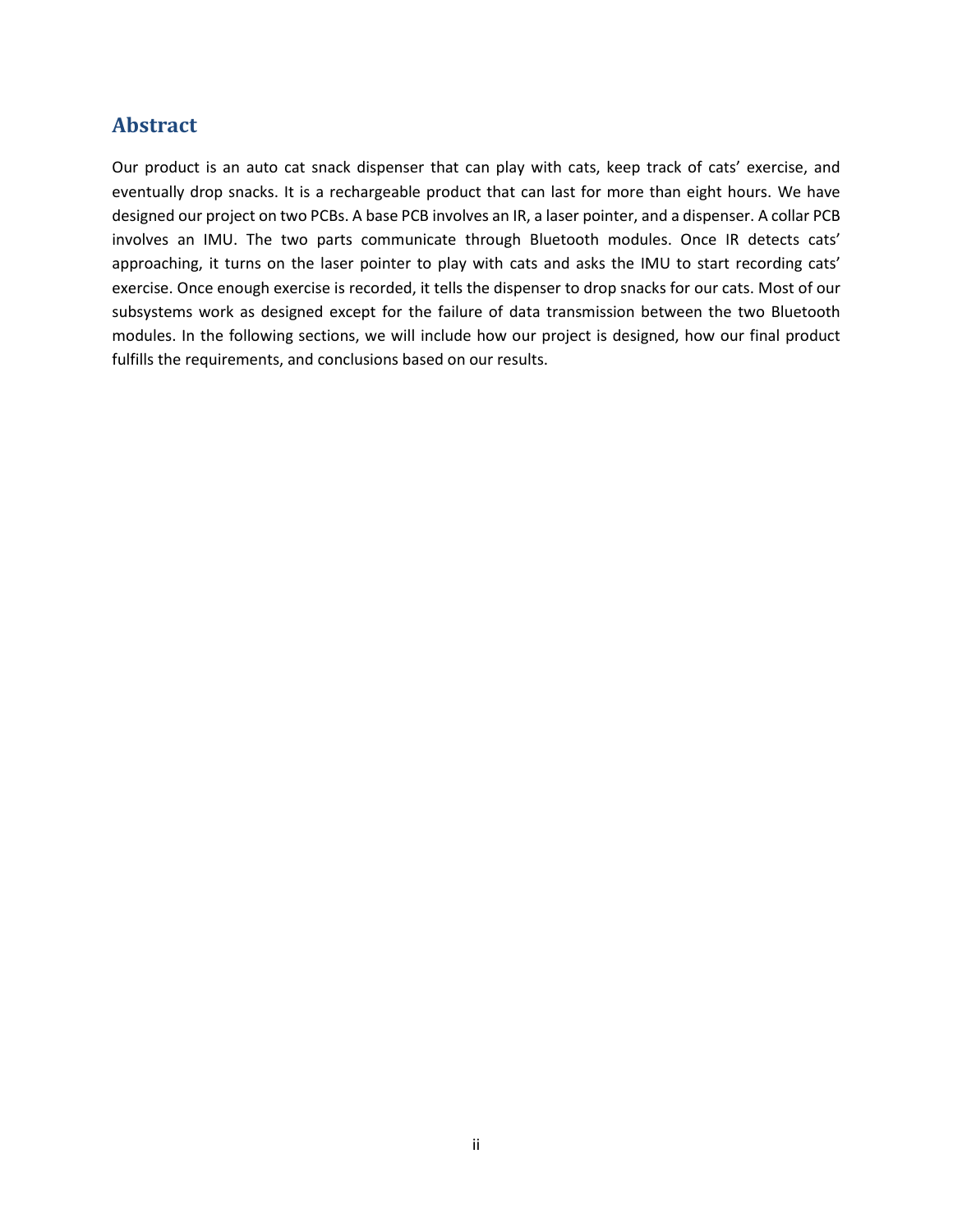## Abstract

Our product is an auto cat snack dispenser that can play with cats, keep track of cats' exercise, and eventually drop snacks. It is a rechargeable product that can last for more than eight hours. We have designed our project on two PCBs. A base PCB involves an IR, a laser pointer, and a dispenser. A collar PCB involves an IMU. The two parts communicate through Bluetooth modules. Once IR detects cats' approaching, it turns on the laser pointer to play with cats and asks the IMU to start recording cats' exercise. Once enough exercise is recorded, it tells the dispenser to drop snacks for our cats. Most of our subsystems work as designed except for the failure of data transmission between the two Bluetooth modules. In the following sections, we will include how our project is designed, how our final product fulfills the requirements, and conclusions based on our results.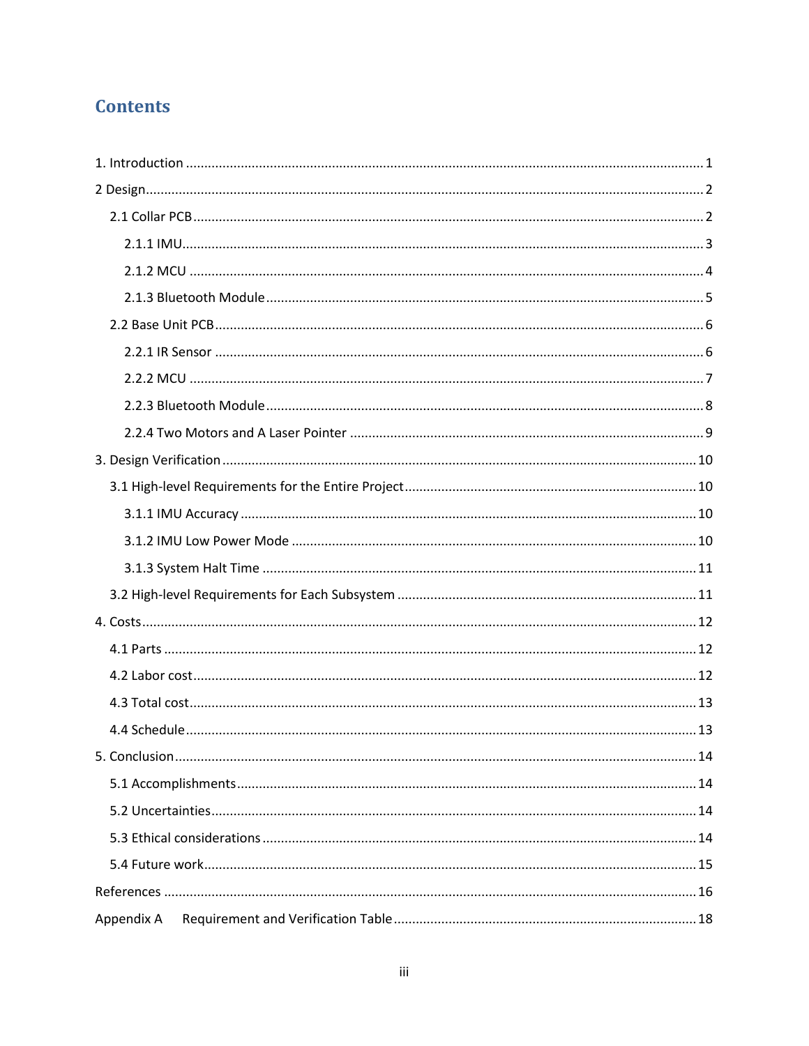# Contents

1. Introduction ..... 1
2 Design ..... 2
    2.1 Collar PCB ..... 2
        2.1.1 IMU ..... 3
        2.1.2 MCU ..... 4
        2.1.3 Bluetooth Module ..... 5
    2.2 Base Unit PCB ..... 6
        2.2.1 IR Sensor ..... 6
        2.2.2 MCU ..... 7
        2.2.3 Bluetooth Module ..... 8
        2.2.4 Two Motors and A Laser Pointer ..... 9
3. Design Verification ..... 10
    3.1 High-level Requirements for the Entire Project ..... 10
        3.1.1 IMU Accuracy ..... 10
        3.1.2 IMU Low Power Mode ..... 10
        3.1.3 System Halt Time ..... 11
    3.2 High-level Requirements for Each Subsystem ..... 11
4. Costs ..... 12
    4.1 Parts ..... 12
    4.2 Labor cost ..... 12
    4.3 Total cost ..... 13
    4.4 Schedule ..... 13
5. Conclusion ..... 14
    5.1 Accomplishments ..... 14
    5.2 Uncertainties ..... 14
    5.3 Ethical considerations ..... 14
    5.4 Future work ..... 15
References ..... 16
Appendix A    Requirement and Verification Table ..... 18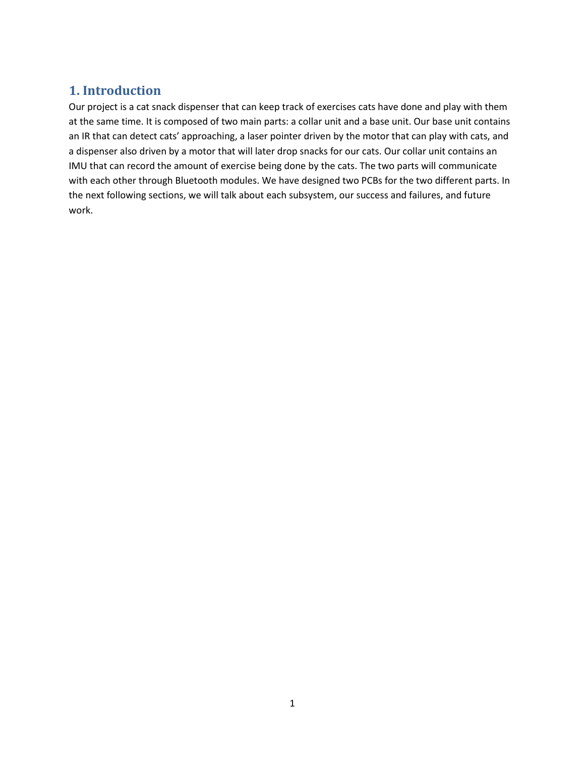## 1. Introduction

Our project is a cat snack dispenser that can keep track of exercises cats have done and play with them at the same time. It is composed of two main parts: a collar unit and a base unit. Our base unit contains an IR that can detect cats' approaching, a laser pointer driven by the motor that can play with cats, and a dispenser also driven by a motor that will later drop snacks for our cats. Our collar unit contains an IMU that can record the amount of exercise being done by the cats. The two parts will communicate with each other through Bluetooth modules. We have designed two PCBs for the two different parts. In the next following sections, we will talk about each subsystem, our success and failures, and future work.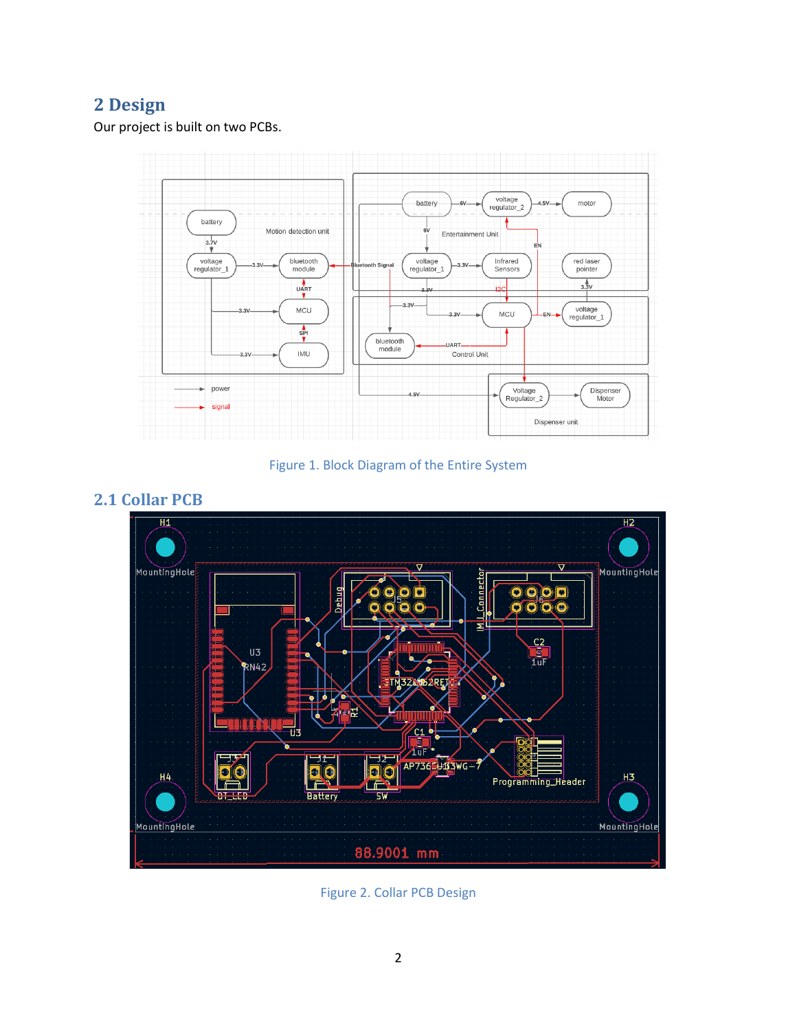## 2 Design

Our project is built on two PCBs.

Figure 1. Block Diagram of the Entire System

### 2.1 Collar PCB

Figure 2. Collar PCB Design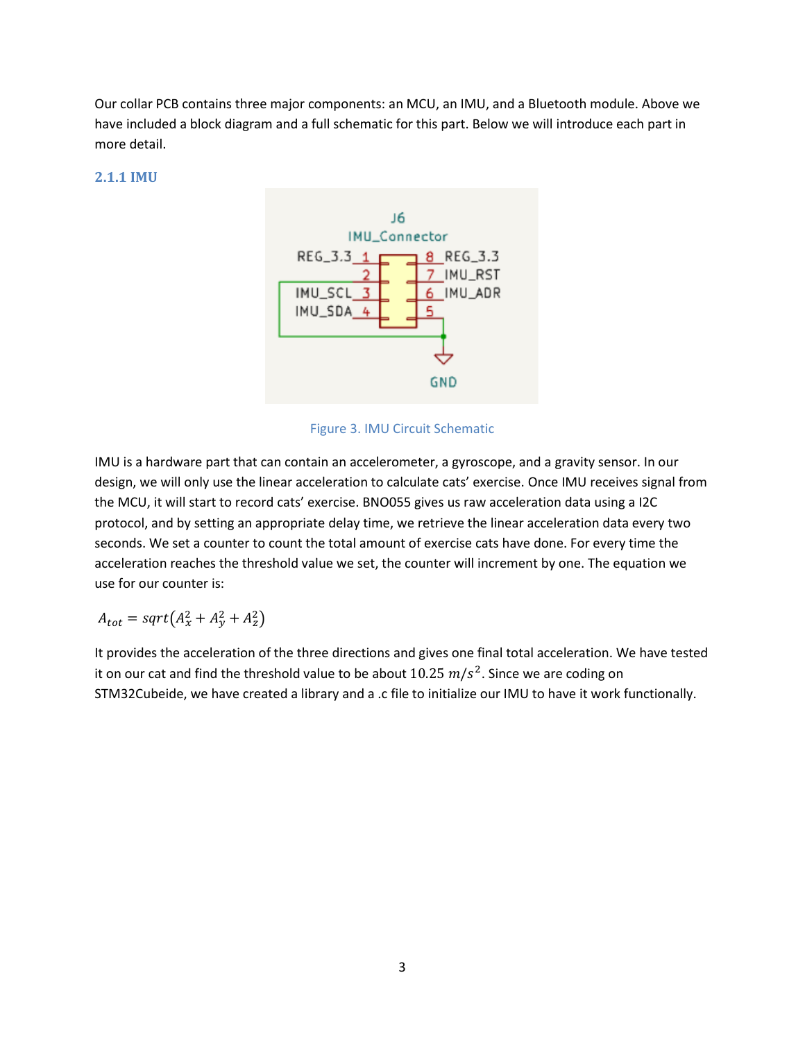Our collar PCB contains three major components: an MCU, an IMU, and a Bluetooth module. Above we have included a block diagram and a full schematic for this part. Below we will introduce each part in more detail.

### 2.1.1 IMU

Figure 3. IMU Circuit Schematic

IMU is a hardware part that can contain an accelerometer, a gyroscope, and a gravity sensor. In our design, we will only use the linear acceleration to calculate cats' exercise. Once IMU receives signal from the MCU, it will start to record cats' exercise. BNO055 gives us raw acceleration data using a I2C protocol, and by setting an appropriate delay time, we retrieve the linear acceleration data every two seconds. We set a counter to count the total amount of exercise cats have done. For every time the acceleration reaches the threshold value we set, the counter will increment by one. The equation we use for our counter is:

$$A_{tot} = sqrt(A_x^2 + A_y^2 + A_z^2)$$

It provides the acceleration of the three directions and gives one final total acceleration. We have tested it on our cat and find the threshold value to be about $10.25\ m/s^2$. Since we are coding on STM32Cubeide, we have created a library and a .c file to initialize our IMU to have it work functionally.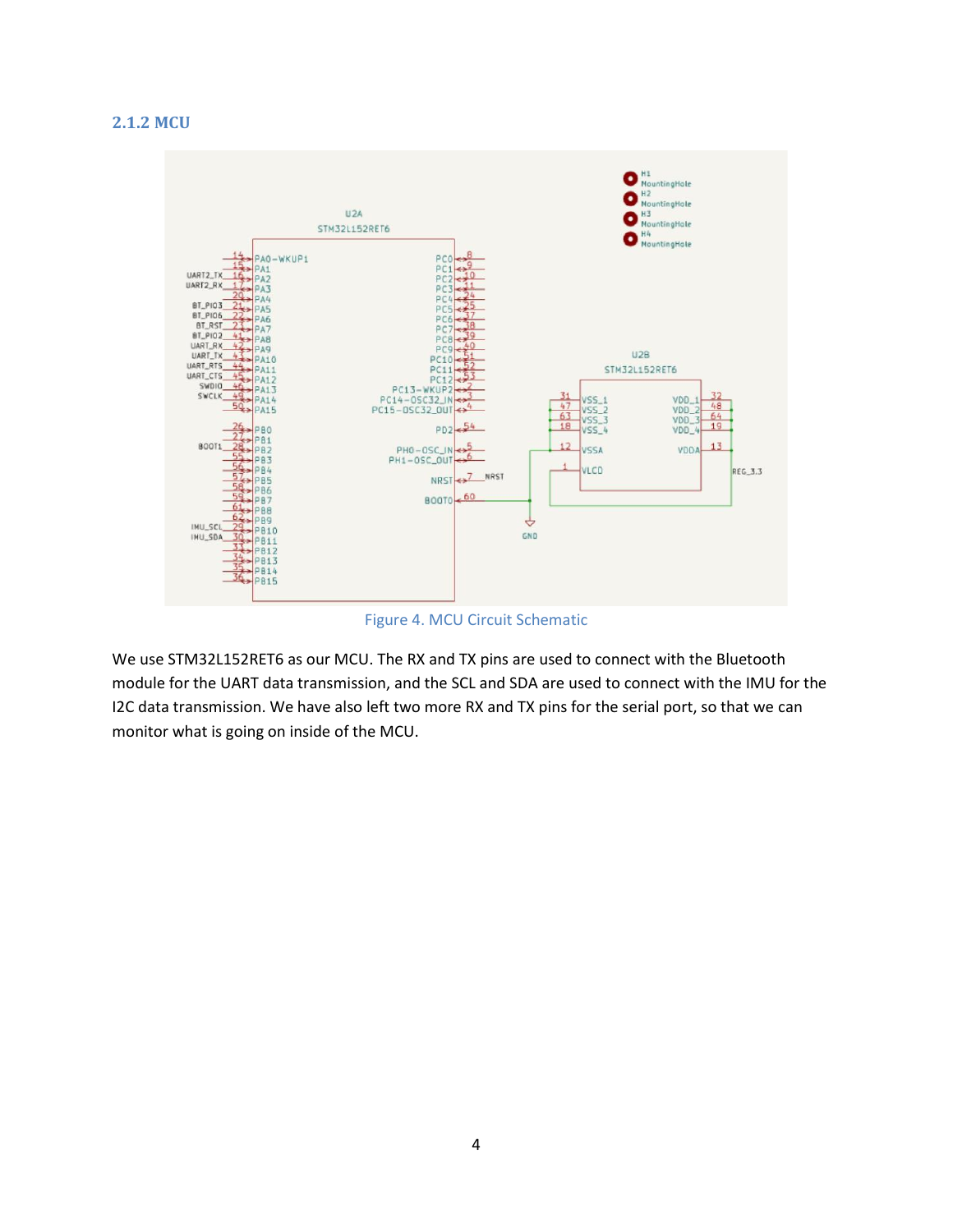### 2.1.2 MCU

Figure 4. MCU Circuit Schematic

We use STM32L152RET6 as our MCU. The RX and TX pins are used to connect with the Bluetooth module for the UART data transmission, and the SCL and SDA are used to connect with the IMU for the I2C data transmission. We have also left two more RX and TX pins for the serial port, so that we can monitor what is going on inside of the MCU.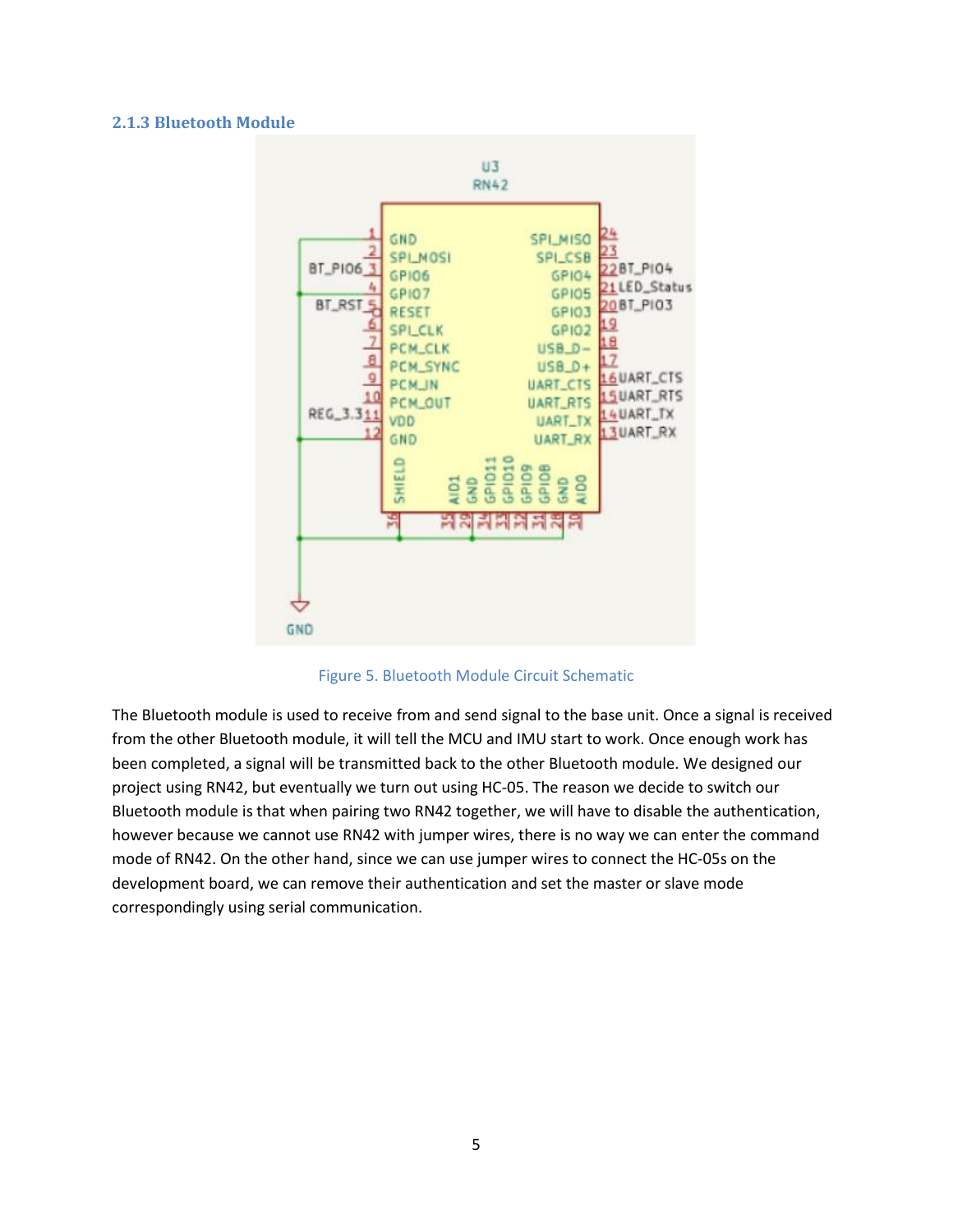### 2.1.3 Bluetooth Module

Figure 5. Bluetooth Module Circuit Schematic

The Bluetooth module is used to receive from and send signal to the base unit. Once a signal is received from the other Bluetooth module, it will tell the MCU and IMU start to work. Once enough work has been completed, a signal will be transmitted back to the other Bluetooth module. We designed our project using RN42, but eventually we turn out using HC-05. The reason we decide to switch our Bluetooth module is that when pairing two RN42 together, we will have to disable the authentication, however because we cannot use RN42 with jumper wires, there is no way we can enter the command mode of RN42. On the other hand, since we can use jumper wires to connect the HC-05s on the development board, we can remove their authentication and set the master or slave mode correspondingly using serial communication.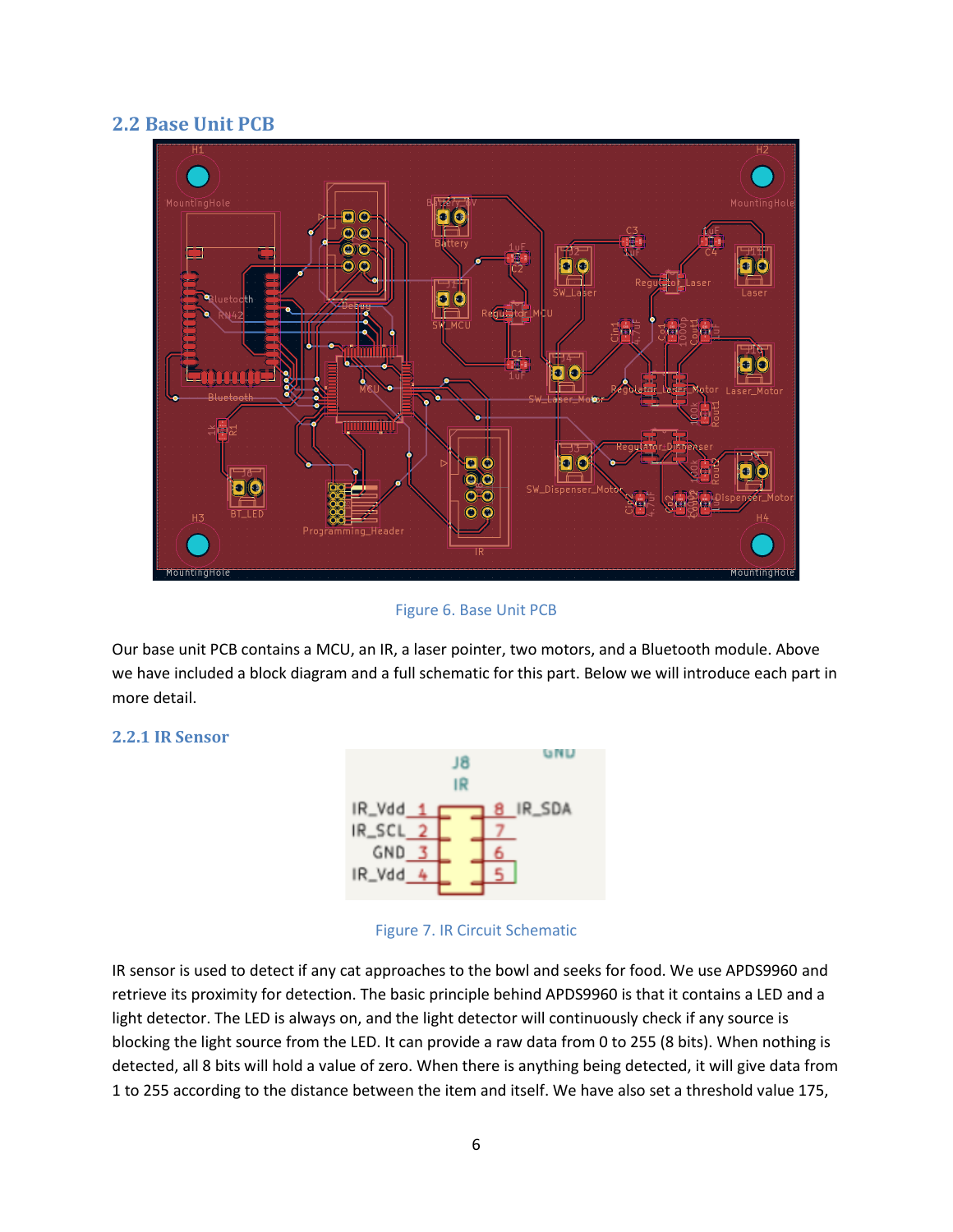## 2.2 Base Unit PCB

Figure 6. Base Unit PCB

Our base unit PCB contains a MCU, an IR, a laser pointer, two motors, and a Bluetooth module. Above we have included a block diagram and a full schematic for this part. Below we will introduce each part in more detail.

### 2.2.1 IR Sensor

Figure 7. IR Circuit Schematic

IR sensor is used to detect if any cat approaches to the bowl and seeks for food. We use APDS9960 and retrieve its proximity for detection. The basic principle behind APDS9960 is that it contains a LED and a light detector. The LED is always on, and the light detector will continuously check if any source is blocking the light source from the LED. It can provide a raw data from 0 to 255 (8 bits). When nothing is detected, all 8 bits will hold a value of zero. When there is anything being detected, it will give data from 1 to 255 according to the distance between the item and itself. We have also set a threshold value 175,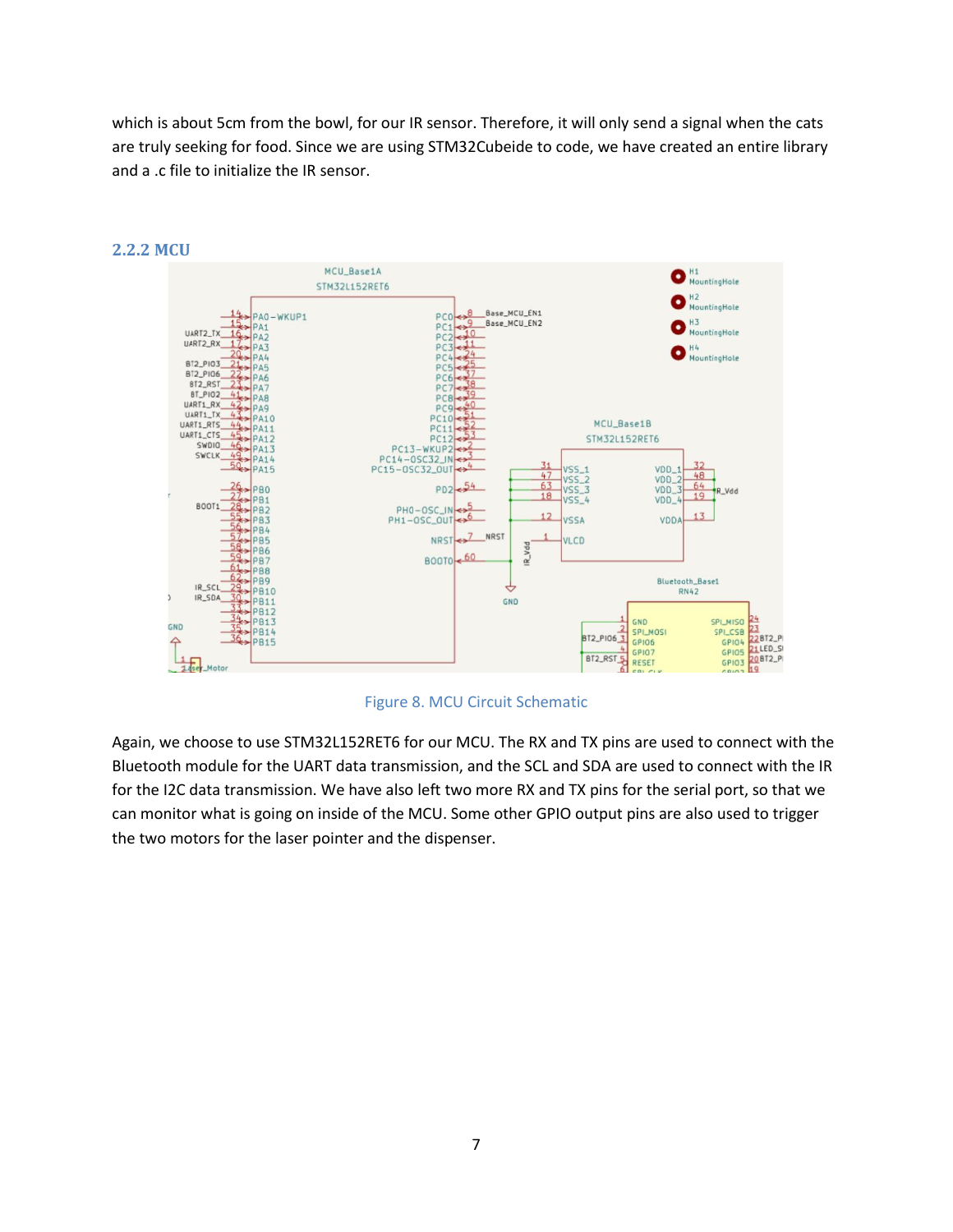which is about 5cm from the bowl, for our IR sensor. Therefore, it will only send a signal when the cats are truly seeking for food. Since we are using STM32Cubeide to code, we have created an entire library and a .c file to initialize the IR sensor.

### 2.2.2 MCU

Figure 8. MCU Circuit Schematic

Again, we choose to use STM32L152RET6 for our MCU. The RX and TX pins are used to connect with the Bluetooth module for the UART data transmission, and the SCL and SDA are used to connect with the IR for the I2C data transmission. We have also left two more RX and TX pins for the serial port, so that we can monitor what is going on inside of the MCU. Some other GPIO output pins are also used to trigger the two motors for the laser pointer and the dispenser.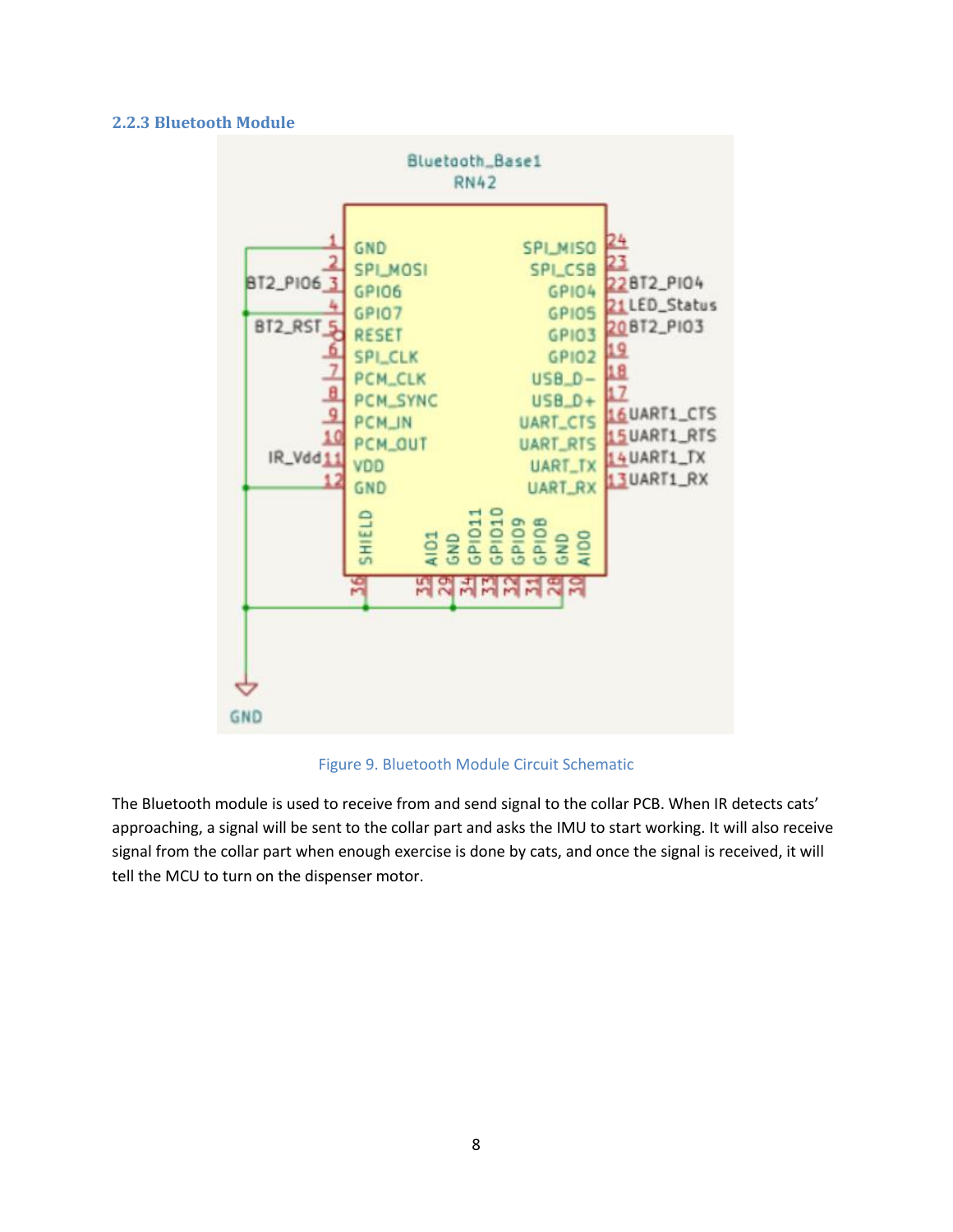### 2.2.3 Bluetooth Module

Figure 9. Bluetooth Module Circuit Schematic

The Bluetooth module is used to receive from and send signal to the collar PCB. When IR detects cats' approaching, a signal will be sent to the collar part and asks the IMU to start working. It will also receive signal from the collar part when enough exercise is done by cats, and once the signal is received, it will tell the MCU to turn on the dispenser motor.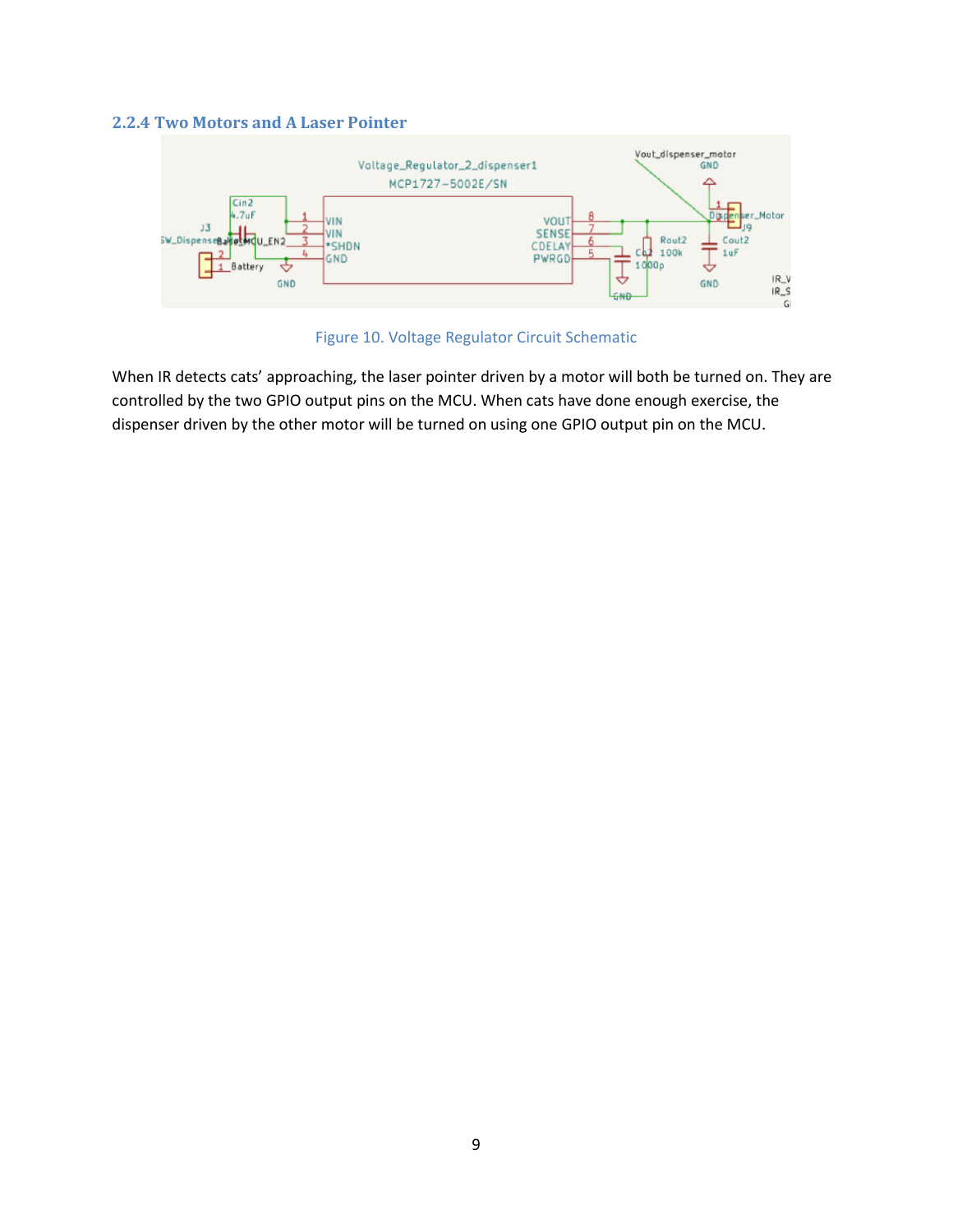### 2.2.4 Two Motors and A Laser Pointer

Figure 10. Voltage Regulator Circuit Schematic

When IR detects cats' approaching, the laser pointer driven by a motor will both be turned on. They are controlled by the two GPIO output pins on the MCU. When cats have done enough exercise, the dispenser driven by the other motor will be turned on using one GPIO output pin on the MCU.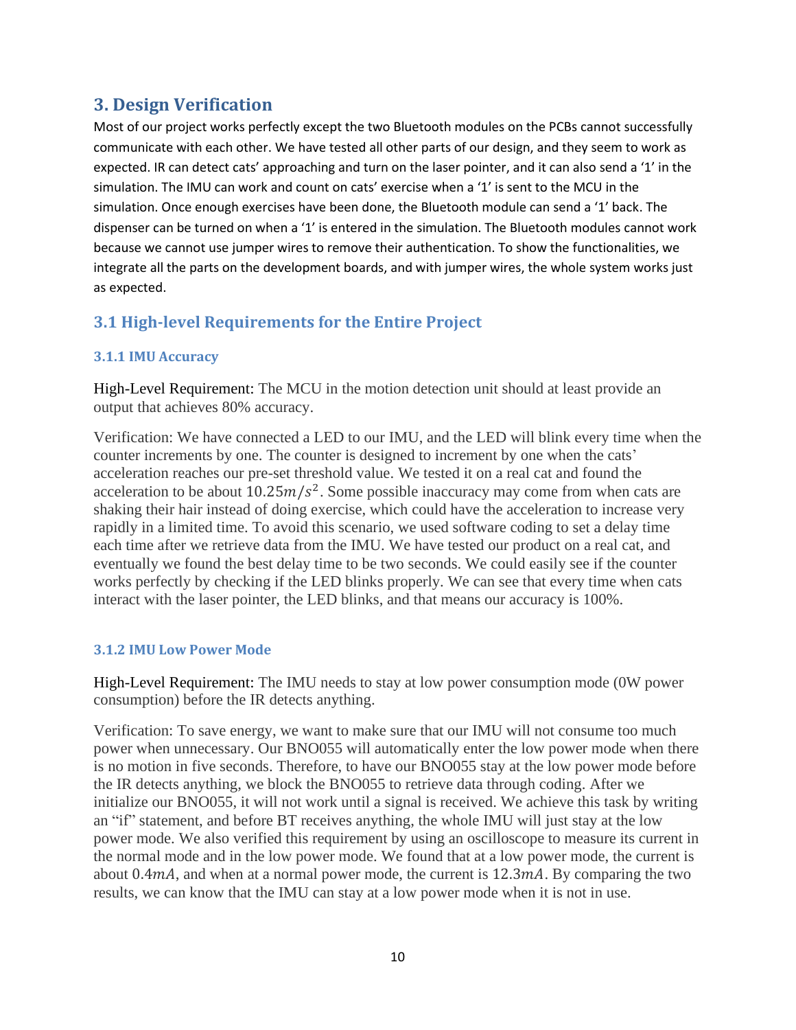## 3. Design Verification

Most of our project works perfectly except the two Bluetooth modules on the PCBs cannot successfully communicate with each other. We have tested all other parts of our design, and they seem to work as expected. IR can detect cats' approaching and turn on the laser pointer, and it can also send a '1' in the simulation. The IMU can work and count on cats' exercise when a '1' is sent to the MCU in the simulation. Once enough exercises have been done, the Bluetooth module can send a '1' back. The dispenser can be turned on when a '1' is entered in the simulation. The Bluetooth modules cannot work because we cannot use jumper wires to remove their authentication. To show the functionalities, we integrate all the parts on the development boards, and with jumper wires, the whole system works just as expected.

### 3.1 High-level Requirements for the Entire Project

#### 3.1.1 IMU Accuracy

High-Level Requirement: The MCU in the motion detection unit should at least provide an output that achieves 80% accuracy.

Verification: We have connected a LED to our IMU, and the LED will blink every time when the counter increments by one. The counter is designed to increment by one when the cats' acceleration reaches our pre-set threshold value. We tested it on a real cat and found the acceleration to be about $10.25 m/s^2$. Some possible inaccuracy may come from when cats are shaking their hair instead of doing exercise, which could have the acceleration to increase very rapidly in a limited time. To avoid this scenario, we used software coding to set a delay time each time after we retrieve data from the IMU. We have tested our product on a real cat, and eventually we found the best delay time to be two seconds. We could easily see if the counter works perfectly by checking if the LED blinks properly. We can see that every time when cats interact with the laser pointer, the LED blinks, and that means our accuracy is 100%.

#### 3.1.2 IMU Low Power Mode

High-Level Requirement: The IMU needs to stay at low power consumption mode (0W power consumption) before the IR detects anything.

Verification: To save energy, we want to make sure that our IMU will not consume too much power when unnecessary. Our BNO055 will automatically enter the low power mode when there is no motion in five seconds. Therefore, to have our BNO055 stay at the low power mode before the IR detects anything, we block the BNO055 to retrieve data through coding. After we initialize our BNO055, it will not work until a signal is received. We achieve this task by writing an "if" statement, and before BT receives anything, the whole IMU will just stay at the low power mode. We also verified this requirement by using an oscilloscope to measure its current in the normal mode and in the low power mode. We found that at a low power mode, the current is about $0.4mA$, and when at a normal power mode, the current is $12.3mA$. By comparing the two results, we can know that the IMU can stay at a low power mode when it is not in use.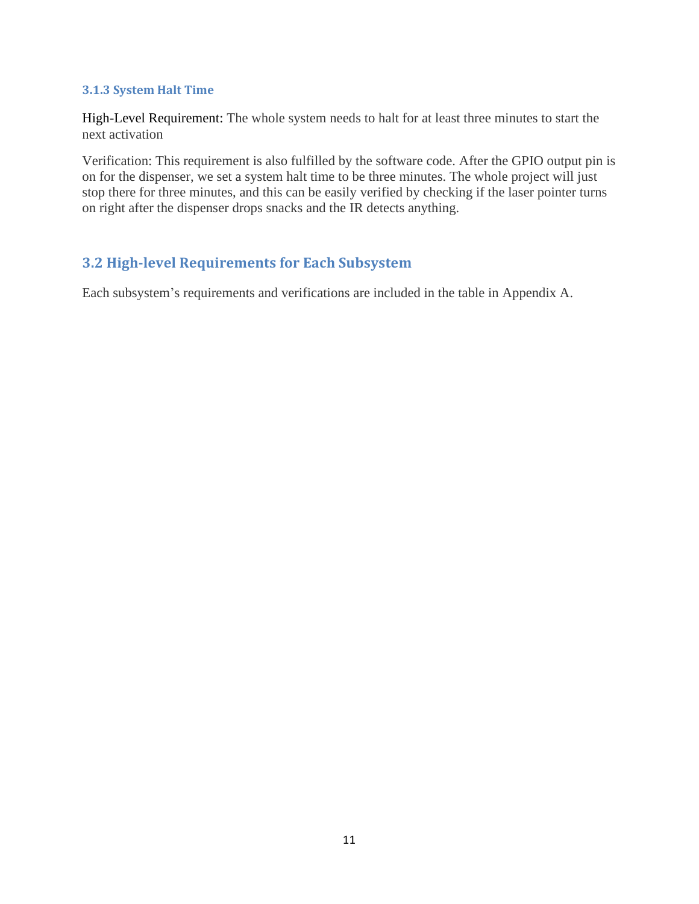#### 3.1.3 System Halt Time

High-Level Requirement: The whole system needs to halt for at least three minutes to start the next activation

Verification: This requirement is also fulfilled by the software code. After the GPIO output pin is on for the dispenser, we set a system halt time to be three minutes. The whole project will just stop there for three minutes, and this can be easily verified by checking if the laser pointer turns on right after the dispenser drops snacks and the IR detects anything.

### 3.2 High-level Requirements for Each Subsystem

Each subsystem's requirements and verifications are included in the table in Appendix A.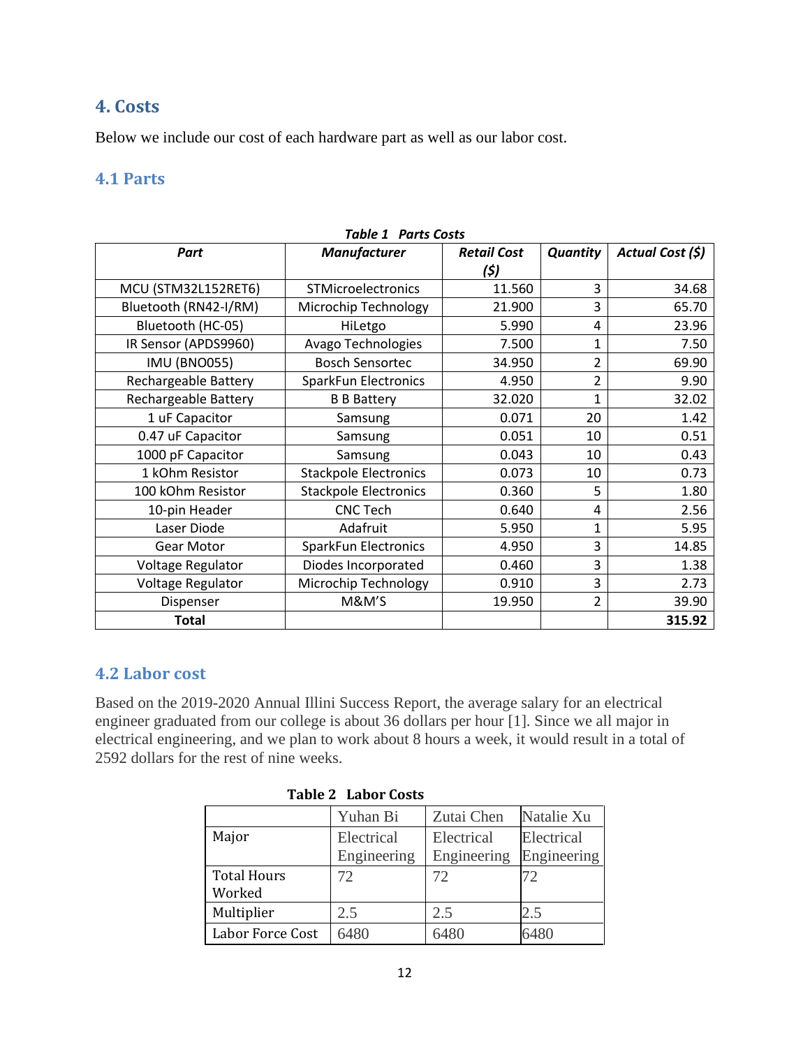## 4. Costs

Below we include our cost of each hardware part as well as our labor cost.

### 4.1 Parts

*Table 1 Parts Costs*

| Part | Manufacturer | Retail Cost ($) | Quantity | Actual Cost ($) |
|---|---|---|---|---|
| MCU (STM32L152RET6) | STMicroelectronics | 11.560 | 3 | 34.68 |
| Bluetooth (RN42-I/RM) | Microchip Technology | 21.900 | 3 | 65.70 |
| Bluetooth (HC-05) | HiLetgo | 5.990 | 4 | 23.96 |
| IR Sensor (APDS9960) | Avago Technologies | 7.500 | 1 | 7.50 |
| IMU (BNO055) | Bosch Sensortec | 34.950 | 2 | 69.90 |
| Rechargeable Battery | SparkFun Electronics | 4.950 | 2 | 9.90 |
| Rechargeable Battery | B B Battery | 32.020 | 1 | 32.02 |
| 1 uF Capacitor | Samsung | 0.071 | 20 | 1.42 |
| 0.47 uF Capacitor | Samsung | 0.051 | 10 | 0.51 |
| 1000 pF Capacitor | Samsung | 0.043 | 10 | 0.43 |
| 1 kOhm Resistor | Stackpole Electronics | 0.073 | 10 | 0.73 |
| 100 kOhm Resistor | Stackpole Electronics | 0.360 | 5 | 1.80 |
| 10-pin Header | CNC Tech | 0.640 | 4 | 2.56 |
| Laser Diode | Adafruit | 5.950 | 1 | 5.95 |
| Gear Motor | SparkFun Electronics | 4.950 | 3 | 14.85 |
| Voltage Regulator | Diodes Incorporated | 0.460 | 3 | 1.38 |
| Voltage Regulator | Microchip Technology | 0.910 | 3 | 2.73 |
| Dispenser | M&M'S | 19.950 | 2 | 39.90 |
| **Total** | | | | **315.92** |

### 4.2 Labor cost

Based on the 2019-2020 Annual Illini Success Report, the average salary for an electrical engineer graduated from our college is about 36 dollars per hour [1]. Since we all major in electrical engineering, and we plan to work about 8 hours a week, it would result in a total of 2592 dollars for the rest of nine weeks.

**Table 2 Labor Costs**

| | Yuhan Bi | Zutai Chen | Natalie Xu |
|---|---|---|---|
| Major | Electrical Engineering | Electrical Engineering | Electrical Engineering |
| Total Hours Worked | 72 | 72 | 72 |
| Multiplier | 2.5 | 2.5 | 2.5 |
| Labor Force Cost | 6480 | 6480 | 6480 |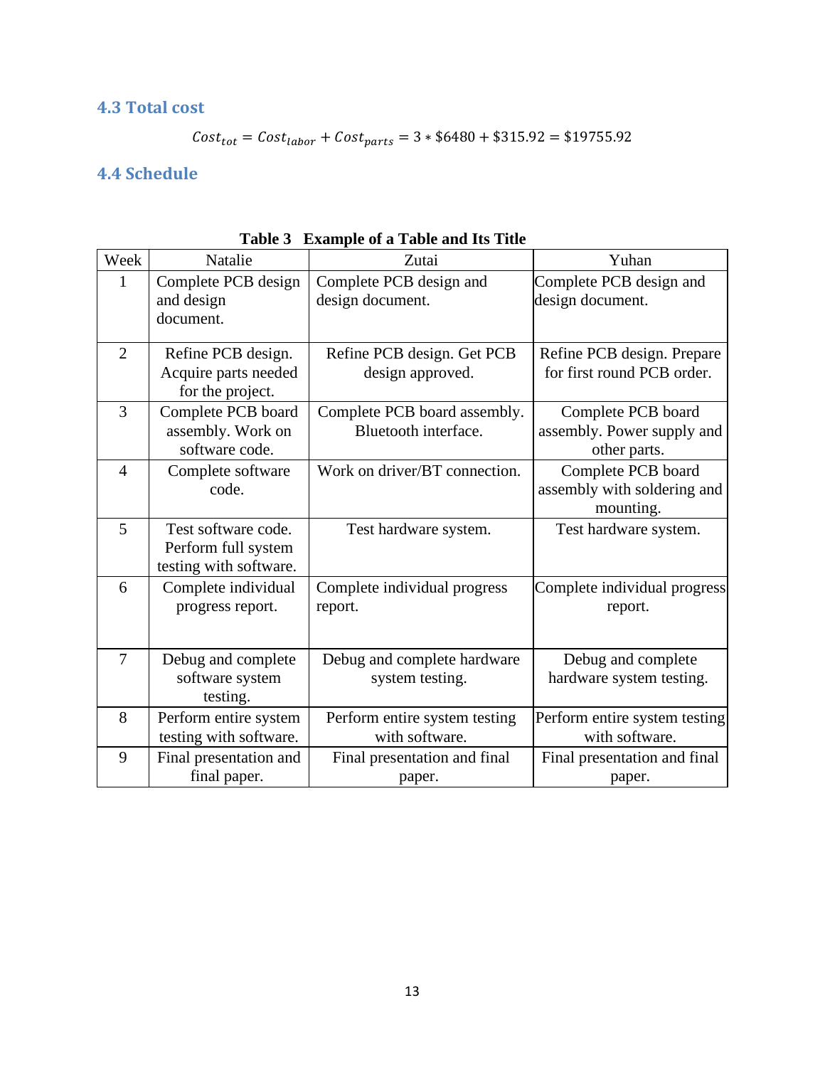### 4.3 Total cost

$$Cost_{tot} = Cost_{labor} + Cost_{parts} = 3 * \$6480 + \$315.92 = \$19755.92$$

### 4.4 Schedule

**Table 3 Example of a Table and Its Title**

| Week | Natalie | Zutai | Yuhan |
|---|---|---|---|
| 1 | Complete PCB design and design document. | Complete PCB design and design document. | Complete PCB design and design document. |
| 2 | Refine PCB design. Acquire parts needed for the project. | Refine PCB design. Get PCB design approved. | Refine PCB design. Prepare for first round PCB order. |
| 3 | Complete PCB board assembly. Work on software code. | Complete PCB board assembly. Bluetooth interface. | Complete PCB board assembly. Power supply and other parts. |
| 4 | Complete software code. | Work on driver/BT connection. | Complete PCB board assembly with soldering and mounting. |
| 5 | Test software code. Perform full system testing with software. | Test hardware system. | Test hardware system. |
| 6 | Complete individual progress report. | Complete individual progress report. | Complete individual progress report. |
| 7 | Debug and complete software system testing. | Debug and complete hardware system testing. | Debug and complete hardware system testing. |
| 8 | Perform entire system testing with software. | Perform entire system testing with software. | Perform entire system testing with software. |
| 9 | Final presentation and final paper. | Final presentation and final paper. | Final presentation and final paper. |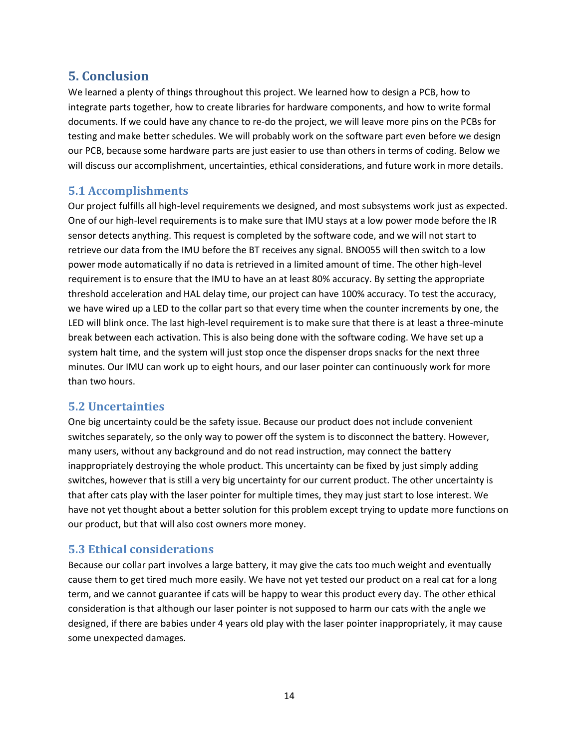## 5. Conclusion

We learned a plenty of things throughout this project. We learned how to design a PCB, how to integrate parts together, how to create libraries for hardware components, and how to write formal documents. If we could have any chance to re-do the project, we will leave more pins on the PCBs for testing and make better schedules. We will probably work on the software part even before we design our PCB, because some hardware parts are just easier to use than others in terms of coding. Below we will discuss our accomplishment, uncertainties, ethical considerations, and future work in more details.

### 5.1 Accomplishments

Our project fulfills all high-level requirements we designed, and most subsystems work just as expected. One of our high-level requirements is to make sure that IMU stays at a low power mode before the IR sensor detects anything. This request is completed by the software code, and we will not start to retrieve our data from the IMU before the BT receives any signal. BNO055 will then switch to a low power mode automatically if no data is retrieved in a limited amount of time. The other high-level requirement is to ensure that the IMU to have an at least 80% accuracy. By setting the appropriate threshold acceleration and HAL delay time, our project can have 100% accuracy. To test the accuracy, we have wired up a LED to the collar part so that every time when the counter increments by one, the LED will blink once. The last high-level requirement is to make sure that there is at least a three-minute break between each activation. This is also being done with the software coding. We have set up a system halt time, and the system will just stop once the dispenser drops snacks for the next three minutes. Our IMU can work up to eight hours, and our laser pointer can continuously work for more than two hours.

### 5.2 Uncertainties

One big uncertainty could be the safety issue. Because our product does not include convenient switches separately, so the only way to power off the system is to disconnect the battery. However, many users, without any background and do not read instruction, may connect the battery inappropriately destroying the whole product. This uncertainty can be fixed by just simply adding switches, however that is still a very big uncertainty for our current product. The other uncertainty is that after cats play with the laser pointer for multiple times, they may just start to lose interest. We have not yet thought about a better solution for this problem except trying to update more functions on our product, but that will also cost owners more money.

### 5.3 Ethical considerations

Because our collar part involves a large battery, it may give the cats too much weight and eventually cause them to get tired much more easily. We have not yet tested our product on a real cat for a long term, and we cannot guarantee if cats will be happy to wear this product every day. The other ethical consideration is that although our laser pointer is not supposed to harm our cats with the angle we designed, if there are babies under 4 years old play with the laser pointer inappropriately, it may cause some unexpected damages.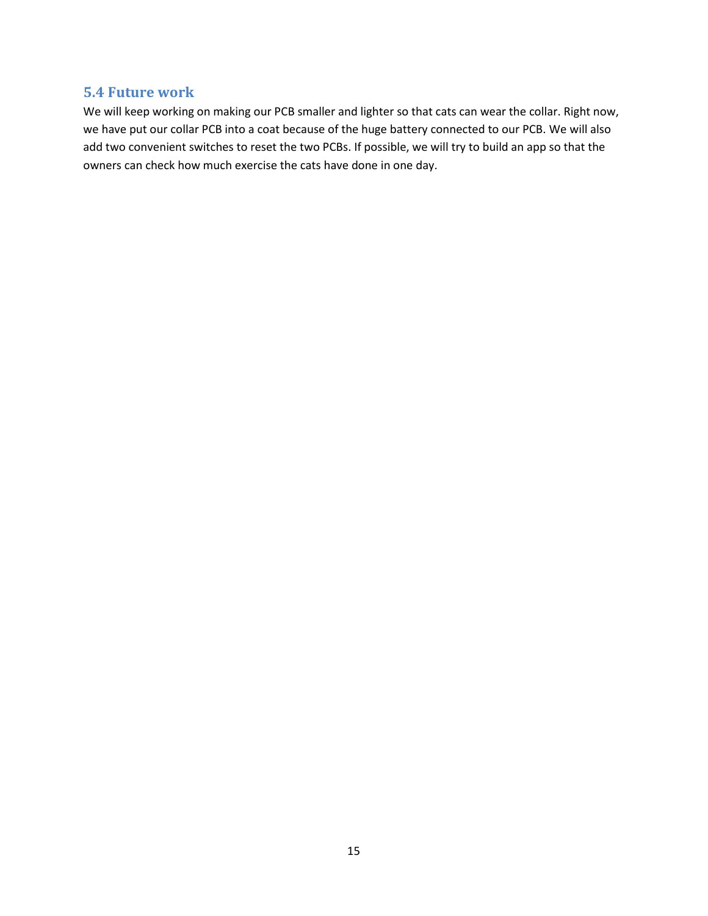## 5.4 Future work

We will keep working on making our PCB smaller and lighter so that cats can wear the collar. Right now, we have put our collar PCB into a coat because of the huge battery connected to our PCB. We will also add two convenient switches to reset the two PCBs. If possible, we will try to build an app so that the owners can check how much exercise the cats have done in one day.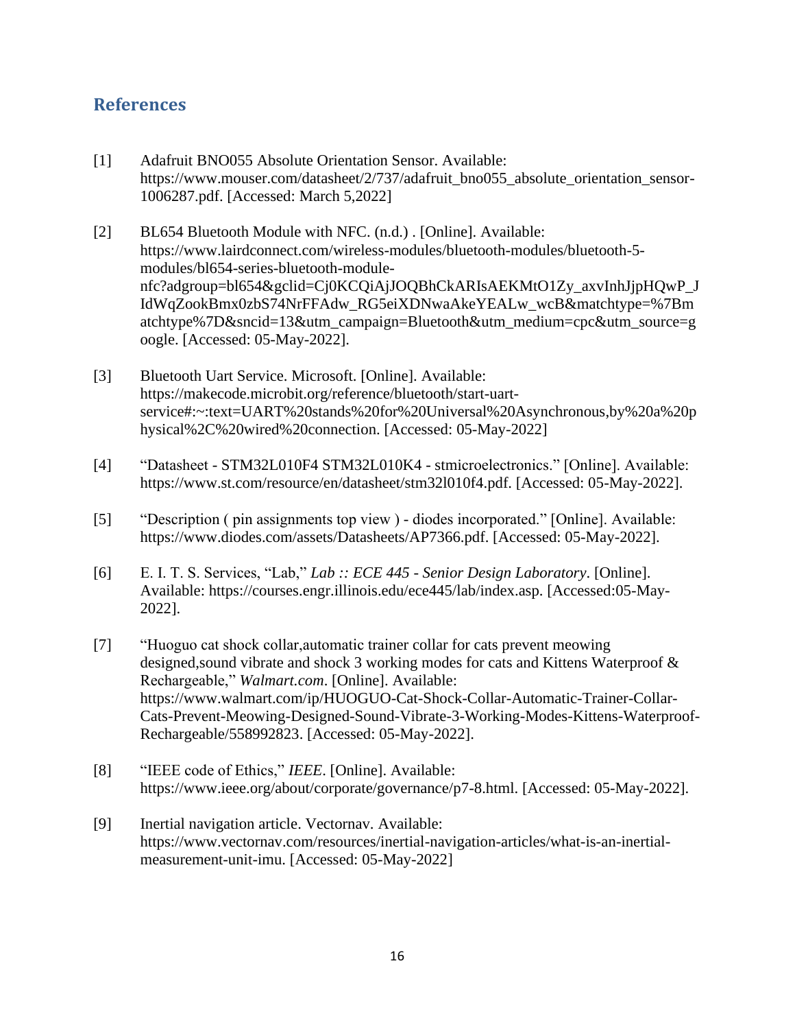## References

[1] Adafruit BNO055 Absolute Orientation Sensor. Available: https://www.mouser.com/datasheet/2/737/adafruit_bno055_absolute_orientation_sensor-1006287.pdf. [Accessed: March 5,2022]

[2] BL654 Bluetooth Module with NFC. (n.d.) . [Online]. Available: https://www.lairdconnect.com/wireless-modules/bluetooth-modules/bluetooth-5-modules/bl654-series-bluetooth-module-nfc?adgroup=bl654&gclid=Cj0KCQiAjJOQBhCkARIsAEKMtO1Zy_axvInhJjpHQwP_JIdWqZookBmx0zbS74NrFFAdw_RG5eiXDNwaAkeYEALw_wcB&matchtype=%7Bmatchtype%7D&sncid=13&utm_campaign=Bluetooth&utm_medium=cpc&utm_source=google. [Accessed: 05-May-2022].

[3] Bluetooth Uart Service. Microsoft. [Online]. Available: https://makecode.microbit.org/reference/bluetooth/start-uart-service#:~:text=UART%20stands%20for%20Universal%20Asynchronous,by%20a%20physical%2C%20wired%20connection. [Accessed: 05-May-2022]

[4] "Datasheet - STM32L010F4 STM32L010K4 - stmicroelectronics." [Online]. Available: https://www.st.com/resource/en/datasheet/stm32l010f4.pdf. [Accessed: 05-May-2022].

[5] "Description ( pin assignments top view ) - diodes incorporated." [Online]. Available: https://www.diodes.com/assets/Datasheets/AP7366.pdf. [Accessed: 05-May-2022].

[6] E. I. T. S. Services, "Lab," *Lab :: ECE 445 - Senior Design Laboratory*. [Online]. Available: https://courses.engr.illinois.edu/ece445/lab/index.asp. [Accessed:05-May-2022].

[7] "Huoguo cat shock collar,automatic trainer collar for cats prevent meowing designed,sound vibrate and shock 3 working modes for cats and Kittens Waterproof & Rechargeable," *Walmart.com*. [Online]. Available: https://www.walmart.com/ip/HUOGUO-Cat-Shock-Collar-Automatic-Trainer-Collar-Cats-Prevent-Meowing-Designed-Sound-Vibrate-3-Working-Modes-Kittens-Waterproof-Rechargeable/558992823. [Accessed: 05-May-2022].

[8] "IEEE code of Ethics," *IEEE*. [Online]. Available: https://www.ieee.org/about/corporate/governance/p7-8.html. [Accessed: 05-May-2022].

[9] Inertial navigation article. Vectornav. Available: https://www.vectornav.com/resources/inertial-navigation-articles/what-is-an-inertial-measurement-unit-imu. [Accessed: 05-May-2022]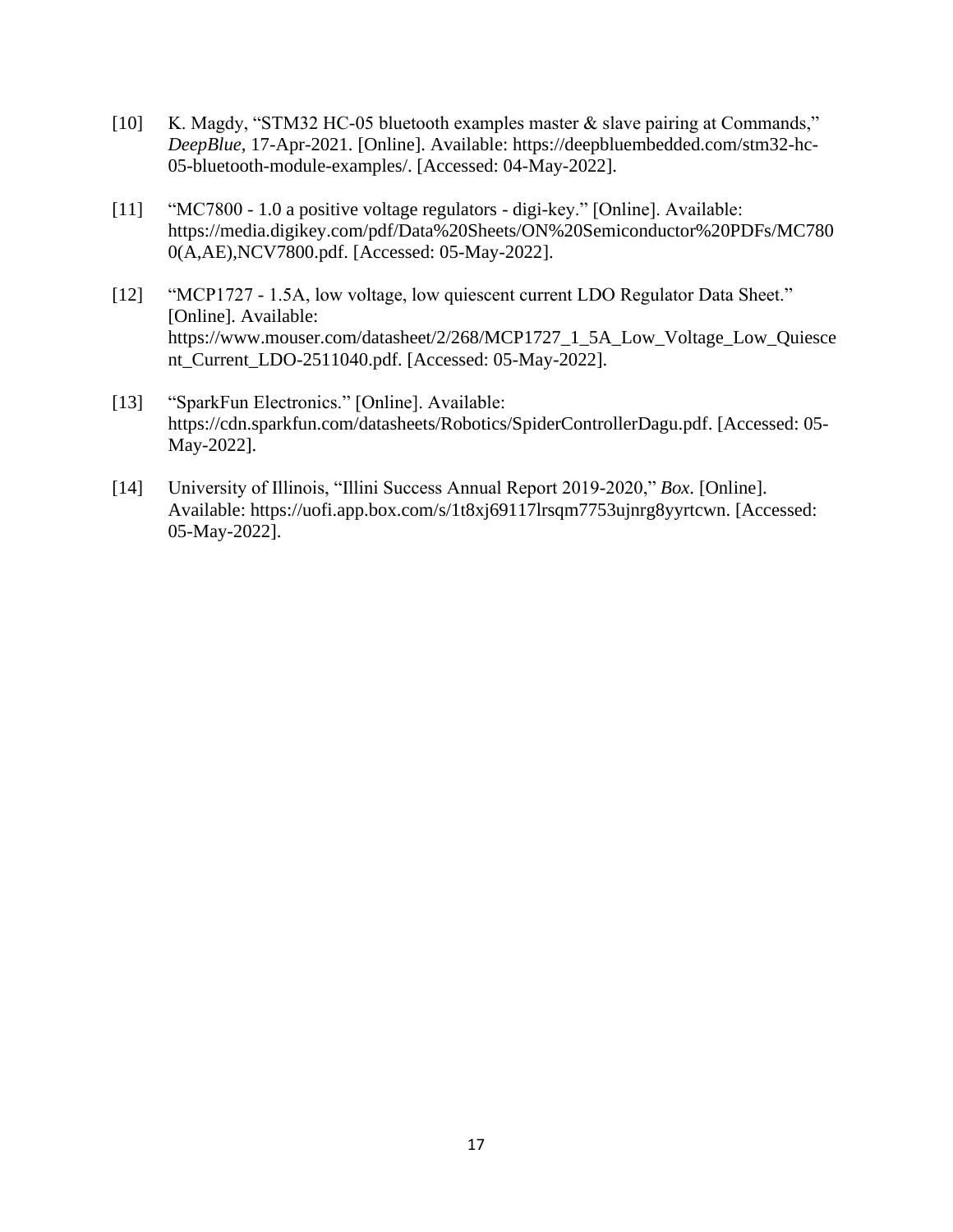[10] K. Magdy, "STM32 HC-05 bluetooth examples master & slave pairing at Commands," *DeepBlue*, 17-Apr-2021. [Online]. Available: https://deepbluembedded.com/stm32-hc-05-bluetooth-module-examples/. [Accessed: 04-May-2022].

[11] "MC7800 - 1.0 a positive voltage regulators - digi-key." [Online]. Available: https://media.digikey.com/pdf/Data%20Sheets/ON%20Semiconductor%20PDFs/MC7800(A,AE),NCV7800.pdf. [Accessed: 05-May-2022].

[12] "MCP1727 - 1.5A, low voltage, low quiescent current LDO Regulator Data Sheet." [Online]. Available: https://www.mouser.com/datasheet/2/268/MCP1727_1_5A_Low_Voltage_Low_Quiescent_Current_LDO-2511040.pdf. [Accessed: 05-May-2022].

[13] "SparkFun Electronics." [Online]. Available: https://cdn.sparkfun.com/datasheets/Robotics/SpiderControllerDagu.pdf. [Accessed: 05-May-2022].

[14] University of Illinois, "Illini Success Annual Report 2019-2020," *Box*. [Online]. Available: https://uofi.app.box.com/s/1t8xj69117lrsqm7753ujnrg8yyrtcwn. [Accessed: 05-May-2022].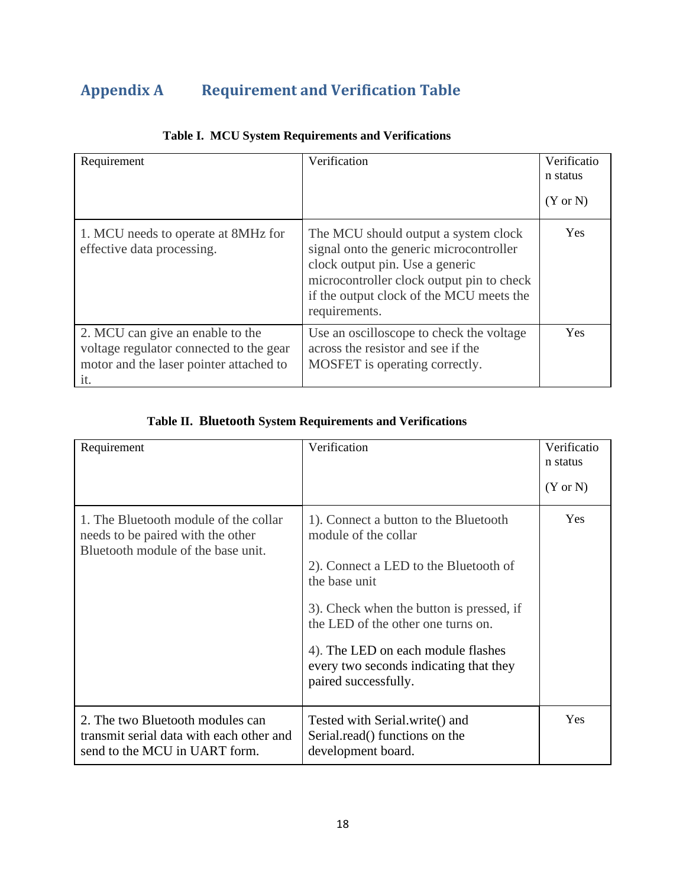# Appendix A Requirement and Verification Table

**Table I. MCU System Requirements and Verifications**

| Requirement | Verification | Verification status (Y or N) |
|---|---|---|
| 1. MCU needs to operate at 8MHz for effective data processing. | The MCU should output a system clock signal onto the generic microcontroller clock output pin. Use a generic microcontroller clock output pin to check if the output clock of the MCU meets the requirements. | Yes |
| 2. MCU can give an enable to the voltage regulator connected to the gear motor and the laser pointer attached to it. | Use an oscilloscope to check the voltage across the resistor and see if the MOSFET is operating correctly. | Yes |

**Table II. Bluetooth System Requirements and Verifications**

| Requirement | Verification | Verification status (Y or N) |
|---|---|---|
| 1. The Bluetooth module of the collar needs to be paired with the other Bluetooth module of the base unit. | 1). Connect a button to the Bluetooth module of the collar<br><br>2). Connect a LED to the Bluetooth of the base unit<br><br>3). Check when the button is pressed, if the LED of the other one turns on.<br><br>4). The LED on each module flashes every two seconds indicating that they paired successfully. | Yes |
| 2. The two Bluetooth modules can transmit serial data with each other and send to the MCU in UART form. | Tested with Serial.write() and Serial.read() functions on the development board. | Yes |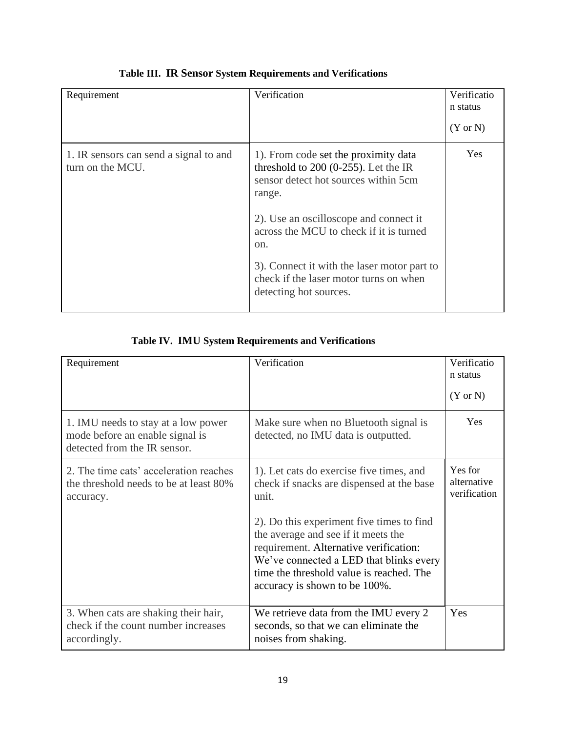**Table III. IR Sensor System Requirements and Verifications**

| Requirement | Verification | Verification status (Y or N) |
| --- | --- | --- |
| 1. IR sensors can send a signal to and turn on the MCU. | 1). From code set the proximity data threshold to 200 (0-255). Let the IR sensor detect hot sources within 5cm range.<br><br>2). Use an oscilloscope and connect it across the MCU to check if it is turned on.<br><br>3). Connect it with the laser motor part to check if the laser motor turns on when detecting hot sources. | Yes |

**Table IV. IMU System Requirements and Verifications**

| Requirement | Verification | Verification status (Y or N) |
| --- | --- | --- |
| 1. IMU needs to stay at a low power mode before an enable signal is detected from the IR sensor. | Make sure when no Bluetooth signal is detected, no IMU data is outputted. | Yes |
| 2. The time cats' acceleration reaches the threshold needs to be at least 80% accuracy. | 1). Let cats do exercise five times, and check if snacks are dispensed at the base unit.<br><br>2). Do this experiment five times to find the average and see if it meets the requirement. Alternative verification: We've connected a LED that blinks every time the threshold value is reached. The accuracy is shown to be 100%. | Yes for alternative verification |
| 3. When cats are shaking their hair, check if the count number increases accordingly. | We retrieve data from the IMU every 2 seconds, so that we can eliminate the noises from shaking. | Yes |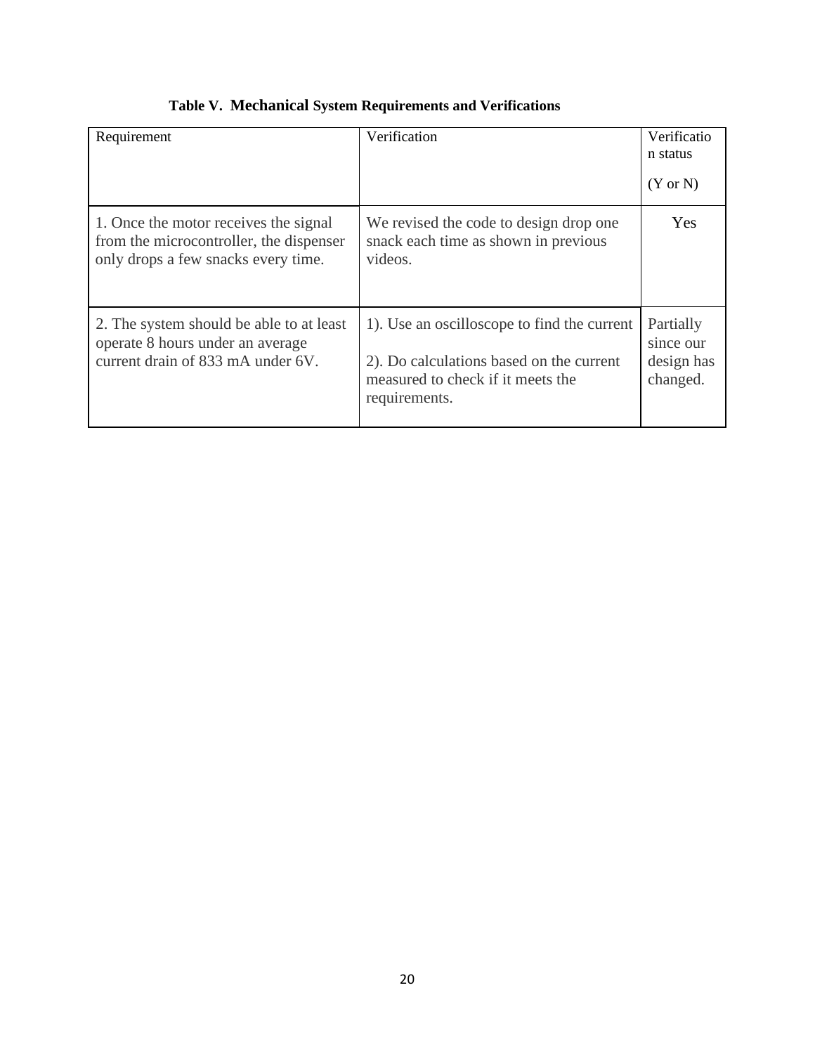**Table V. Mechanical System Requirements and Verifications**

| Requirement | Verification | Verification status (Y or N) |
|---|---|---|
| 1. Once the motor receives the signal from the microcontroller, the dispenser only drops a few snacks every time. | We revised the code to design drop one snack each time as shown in previous videos. | Yes |
| 2. The system should be able to at least operate 8 hours under an average current drain of 833 mA under 6V. | 1). Use an oscilloscope to find the current<br><br>2). Do calculations based on the current measured to check if it meets the requirements. | Partially since our design has changed. |